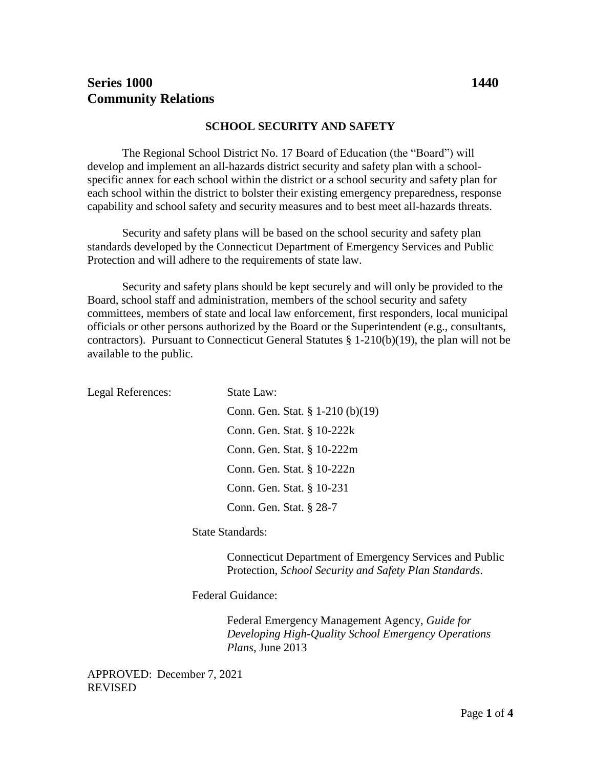**Series 1000 Community Relations** **1440**

## SCHOOL SECURITY AND SAFETY

The Regional School District No. 17 Board of Education (the "Board") will develop and implement an all-hazards district security and safety plan with a school-specific annex for each school within the district or a school security and safety plan for each school within the district to bolster their existing emergency preparedness, response capability and school safety and security measures and to best meet all-hazards threats.

Security and safety plans will be based on the school security and safety plan standards developed by the Connecticut Department of Emergency Services and Public Protection and will adhere to the requirements of state law.

Security and safety plans should be kept securely and will only be provided to the Board, school staff and administration, members of the school security and safety committees, members of state and local law enforcement, first responders, local municipal officials or other persons authorized by the Board or the Superintendent (e.g., consultants, contractors). Pursuant to Connecticut General Statutes § 1-210(b)(19), the plan will not be available to the public.

Legal References:

State Law:

- Conn. Gen. Stat. § 1-210 (b)(19)
- Conn. Gen. Stat. § 10-222k
- Conn. Gen. Stat. § 10-222m
- Conn. Gen. Stat. § 10-222n
- Conn. Gen. Stat. § 10-231
- Conn. Gen. Stat. § 28-7

State Standards:

Connecticut Department of Emergency Services and Public Protection, *School Security and Safety Plan Standards*.

Federal Guidance:

Federal Emergency Management Agency, *Guide for Developing High-Quality School Emergency Operations Plans*, June 2013

APPROVED: December 7, 2021
REVISED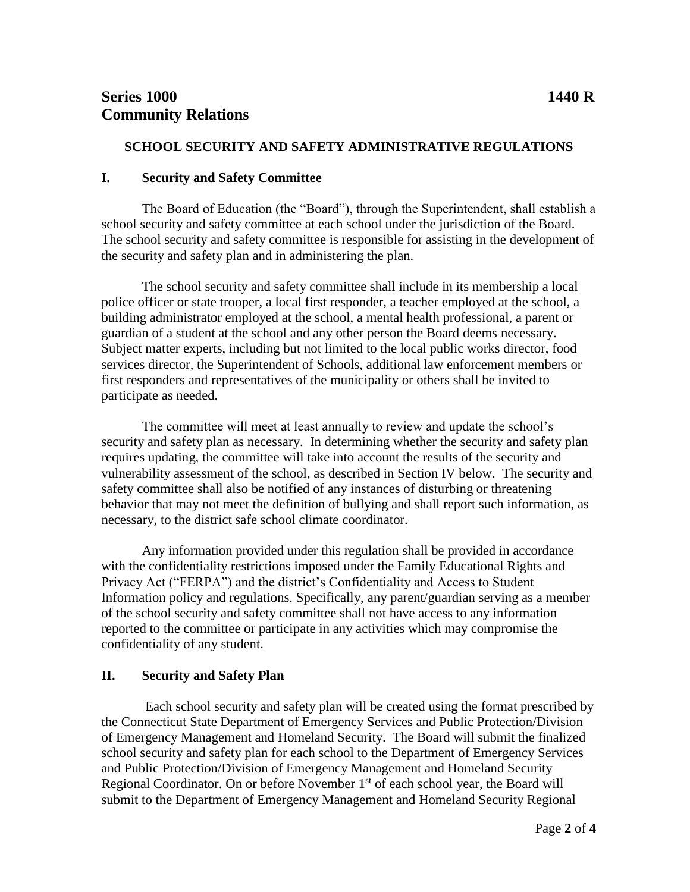# Series 1000 1440 R
# Community Relations

## SCHOOL SECURITY AND SAFETY ADMINISTRATIVE REGULATIONS

### I. Security and Safety Committee

The Board of Education (the "Board"), through the Superintendent, shall establish a school security and safety committee at each school under the jurisdiction of the Board. The school security and safety committee is responsible for assisting in the development of the security and safety plan and in administering the plan.

The school security and safety committee shall include in its membership a local police officer or state trooper, a local first responder, a teacher employed at the school, a building administrator employed at the school, a mental health professional, a parent or guardian of a student at the school and any other person the Board deems necessary. Subject matter experts, including but not limited to the local public works director, food services director, the Superintendent of Schools, additional law enforcement members or first responders and representatives of the municipality or others shall be invited to participate as needed.

The committee will meet at least annually to review and update the school's security and safety plan as necessary. In determining whether the security and safety plan requires updating, the committee will take into account the results of the security and vulnerability assessment of the school, as described in Section IV below. The security and safety committee shall also be notified of any instances of disturbing or threatening behavior that may not meet the definition of bullying and shall report such information, as necessary, to the district safe school climate coordinator.

Any information provided under this regulation shall be provided in accordance with the confidentiality restrictions imposed under the Family Educational Rights and Privacy Act ("FERPA") and the district's Confidentiality and Access to Student Information policy and regulations. Specifically, any parent/guardian serving as a member of the school security and safety committee shall not have access to any information reported to the committee or participate in any activities which may compromise the confidentiality of any student.

### II. Security and Safety Plan

Each school security and safety plan will be created using the format prescribed by the Connecticut State Department of Emergency Services and Public Protection/Division of Emergency Management and Homeland Security. The Board will submit the finalized school security and safety plan for each school to the Department of Emergency Services and Public Protection/Division of Emergency Management and Homeland Security Regional Coordinator. On or before November 1st of each school year, the Board will submit to the Department of Emergency Management and Homeland Security Regional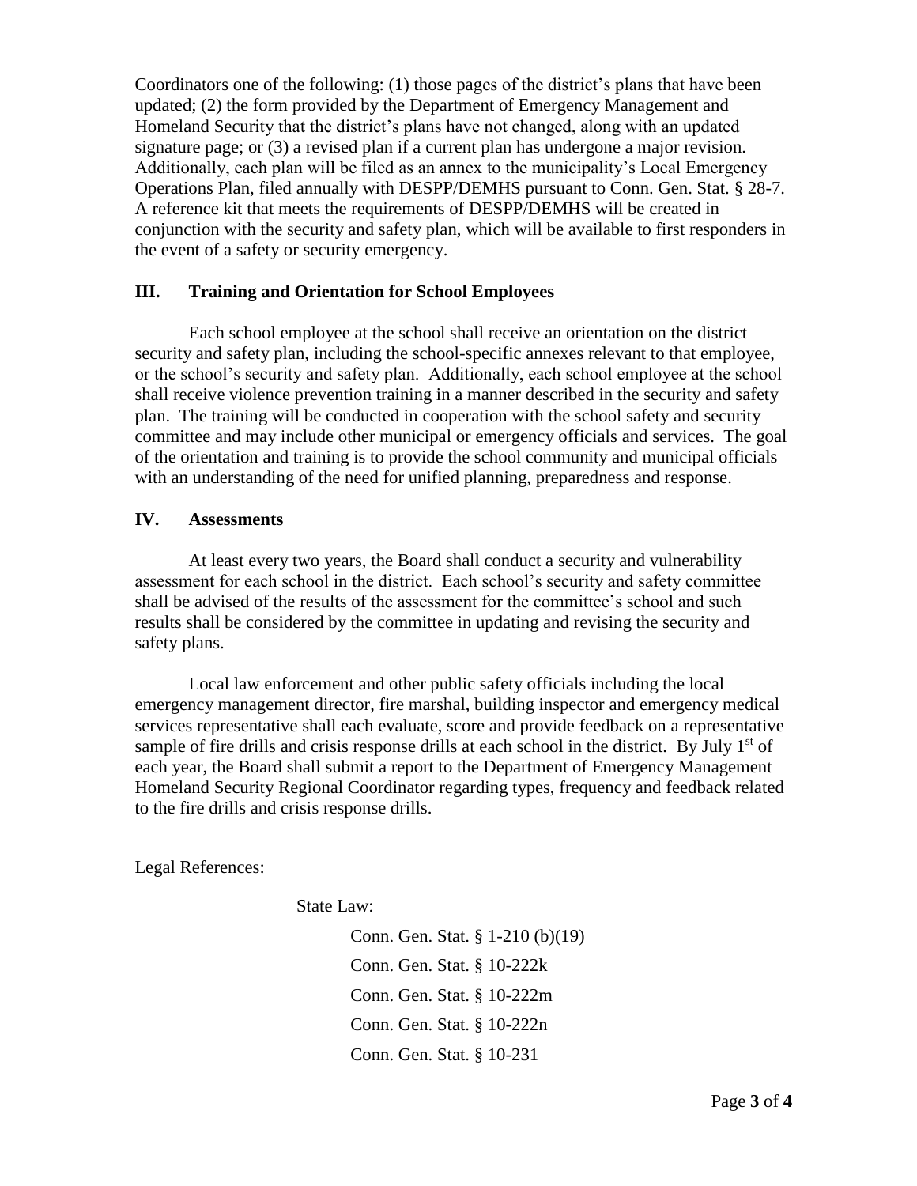Coordinators one of the following: (1) those pages of the district's plans that have been updated; (2) the form provided by the Department of Emergency Management and Homeland Security that the district's plans have not changed, along with an updated signature page; or (3) a revised plan if a current plan has undergone a major revision. Additionally, each plan will be filed as an annex to the municipality's Local Emergency Operations Plan, filed annually with DESPP/DEMHS pursuant to Conn. Gen. Stat. § 28-7. A reference kit that meets the requirements of DESPP/DEMHS will be created in conjunction with the security and safety plan, which will be available to first responders in the event of a safety or security emergency.

## III. Training and Orientation for School Employees

Each school employee at the school shall receive an orientation on the district security and safety plan, including the school-specific annexes relevant to that employee, or the school's security and safety plan. Additionally, each school employee at the school shall receive violence prevention training in a manner described in the security and safety plan. The training will be conducted in cooperation with the school safety and security committee and may include other municipal or emergency officials and services. The goal of the orientation and training is to provide the school community and municipal officials with an understanding of the need for unified planning, preparedness and response.

## IV. Assessments

At least every two years, the Board shall conduct a security and vulnerability assessment for each school in the district. Each school's security and safety committee shall be advised of the results of the assessment for the committee's school and such results shall be considered by the committee in updating and revising the security and safety plans.

Local law enforcement and other public safety officials including the local emergency management director, fire marshal, building inspector and emergency medical services representative shall each evaluate, score and provide feedback on a representative sample of fire drills and crisis response drills at each school in the district. By July 1st of each year, the Board shall submit a report to the Department of Emergency Management Homeland Security Regional Coordinator regarding types, frequency and feedback related to the fire drills and crisis response drills.

Legal References:

State Law:

Conn. Gen. Stat. § 1-210 (b)(19)

Conn. Gen. Stat. § 10-222k

Conn. Gen. Stat. § 10-222m

Conn. Gen. Stat. § 10-222n

Conn. Gen. Stat. § 10-231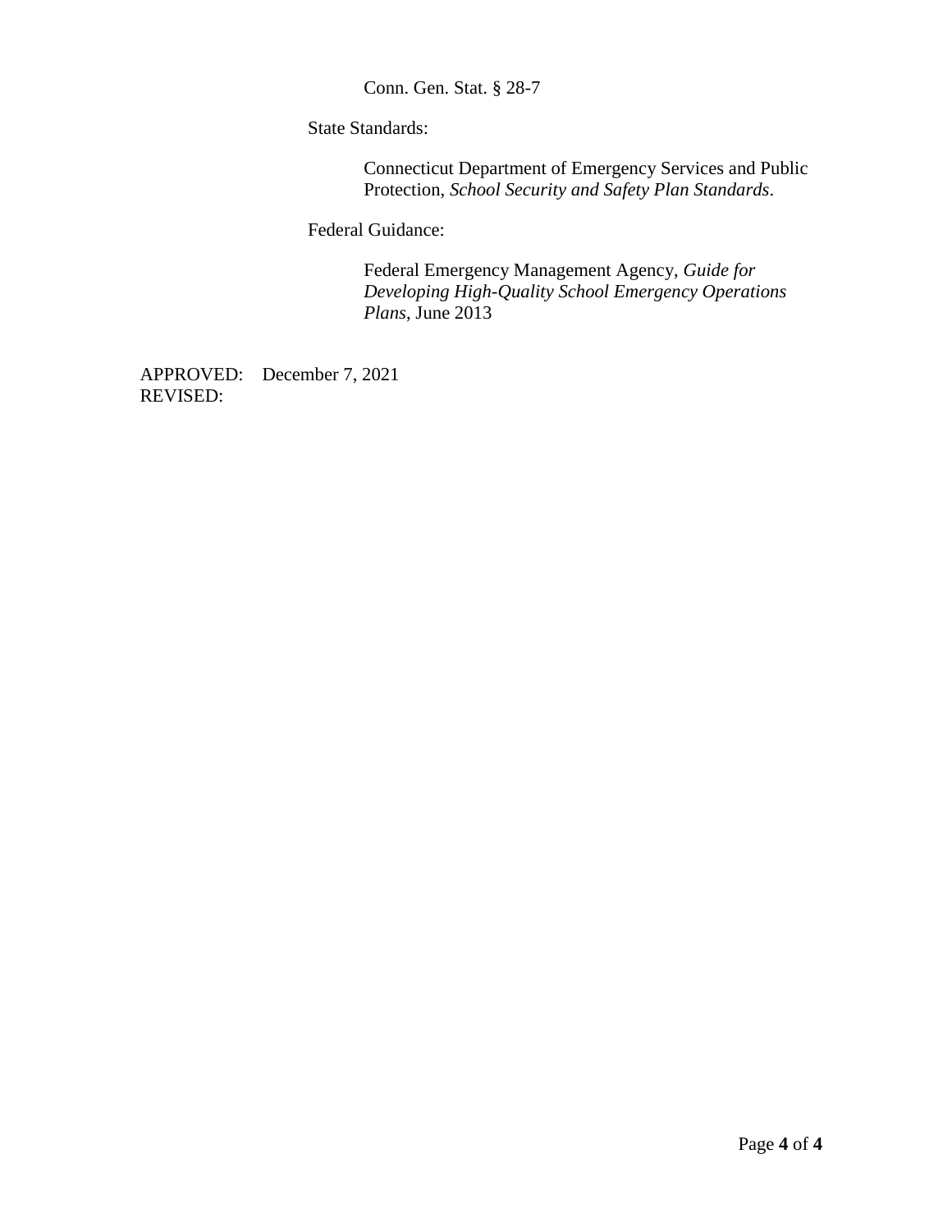Conn. Gen. Stat. § 28-7

State Standards:

Connecticut Department of Emergency Services and Public Protection, *School Security and Safety Plan Standards*.

Federal Guidance:

Federal Emergency Management Agency, *Guide for Developing High-Quality School Emergency Operations Plans*, June 2013

APPROVED: December 7, 2021
REVISED: